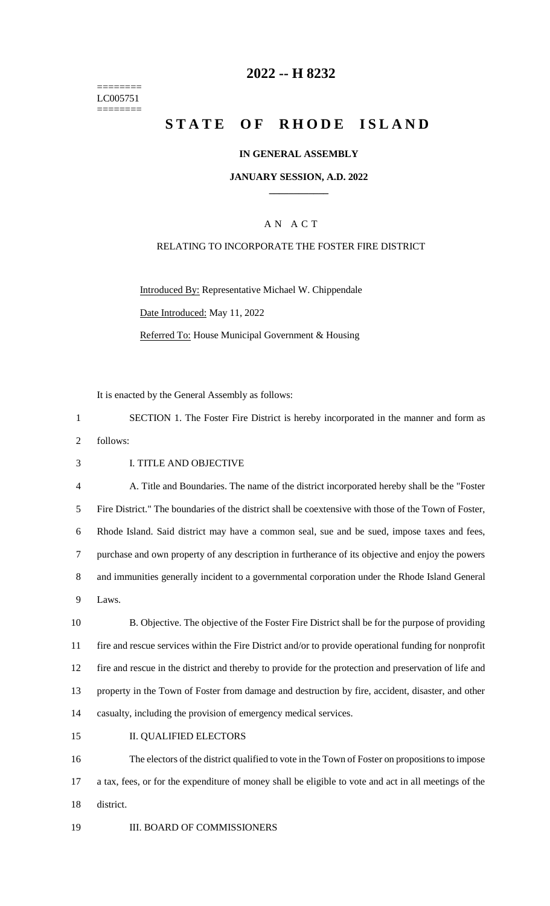========
LC005751
========

# 2022 -- H 8232

# STATE OF RHODE ISLAND

**IN GENERAL ASSEMBLY**

**JANUARY SESSION, A.D. 2022**

____________

A N A C T

RELATING TO INCORPORATE THE FOSTER FIRE DISTRICT

Introduced By: Representative Michael W. Chippendale

Date Introduced: May 11, 2022

Referred To: House Municipal Government & Housing

It is enacted by the General Assembly as follows:

1 SECTION 1. The Foster Fire District is hereby incorporated in the manner and form as
2 follows:

3 I. TITLE AND OBJECTIVE

4 A. Title and Boundaries. The name of the district incorporated hereby shall be the "Foster
5 Fire District." The boundaries of the district shall be coextensive with those of the Town of Foster,
6 Rhode Island. Said district may have a common seal, sue and be sued, impose taxes and fees,
7 purchase and own property of any description in furtherance of its objective and enjoy the powers
8 and immunities generally incident to a governmental corporation under the Rhode Island General
9 Laws.

10 B. Objective. The objective of the Foster Fire District shall be for the purpose of providing
11 fire and rescue services within the Fire District and/or to provide operational funding for nonprofit
12 fire and rescue in the district and thereby to provide for the protection and preservation of life and
13 property in the Town of Foster from damage and destruction by fire, accident, disaster, and other
14 casualty, including the provision of emergency medical services.

15 II. QUALIFIED ELECTORS

16 The electors of the district qualified to vote in the Town of Foster on propositions to impose
17 a tax, fees, or for the expenditure of money shall be eligible to vote and act in all meetings of the
18 district.

19 III. BOARD OF COMMISSIONERS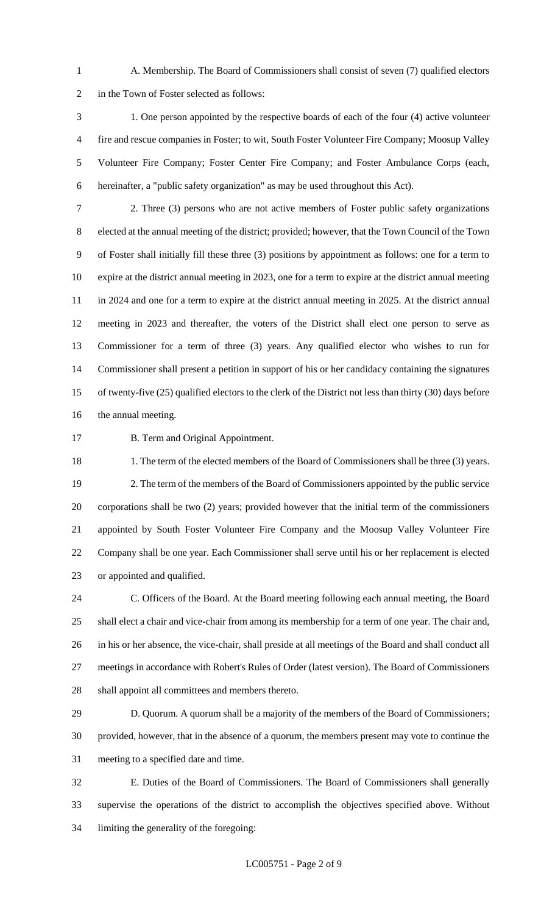A. Membership. The Board of Commissioners shall consist of seven (7) qualified electors in the Town of Foster selected as follows:

1. One person appointed by the respective boards of each of the four (4) active volunteer fire and rescue companies in Foster; to wit, South Foster Volunteer Fire Company; Moosup Valley Volunteer Fire Company; Foster Center Fire Company; and Foster Ambulance Corps (each, hereinafter, a "public safety organization" as may be used throughout this Act).

2. Three (3) persons who are not active members of Foster public safety organizations elected at the annual meeting of the district; provided; however, that the Town Council of the Town of Foster shall initially fill these three (3) positions by appointment as follows: one for a term to expire at the district annual meeting in 2023, one for a term to expire at the district annual meeting in 2024 and one for a term to expire at the district annual meeting in 2025. At the district annual meeting in 2023 and thereafter, the voters of the District shall elect one person to serve as Commissioner for a term of three (3) years. Any qualified elector who wishes to run for Commissioner shall present a petition in support of his or her candidacy containing the signatures of twenty-five (25) qualified electors to the clerk of the District not less than thirty (30) days before the annual meeting.

B. Term and Original Appointment.

1. The term of the elected members of the Board of Commissioners shall be three (3) years.

2. The term of the members of the Board of Commissioners appointed by the public service corporations shall be two (2) years; provided however that the initial term of the commissioners appointed by South Foster Volunteer Fire Company and the Moosup Valley Volunteer Fire Company shall be one year. Each Commissioner shall serve until his or her replacement is elected or appointed and qualified.

C. Officers of the Board. At the Board meeting following each annual meeting, the Board shall elect a chair and vice-chair from among its membership for a term of one year. The chair and, in his or her absence, the vice-chair, shall preside at all meetings of the Board and shall conduct all meetings in accordance with Robert's Rules of Order (latest version). The Board of Commissioners shall appoint all committees and members thereto.

D. Quorum. A quorum shall be a majority of the members of the Board of Commissioners; provided, however, that in the absence of a quorum, the members present may vote to continue the meeting to a specified date and time.

E. Duties of the Board of Commissioners. The Board of Commissioners shall generally supervise the operations of the district to accomplish the objectives specified above. Without limiting the generality of the foregoing: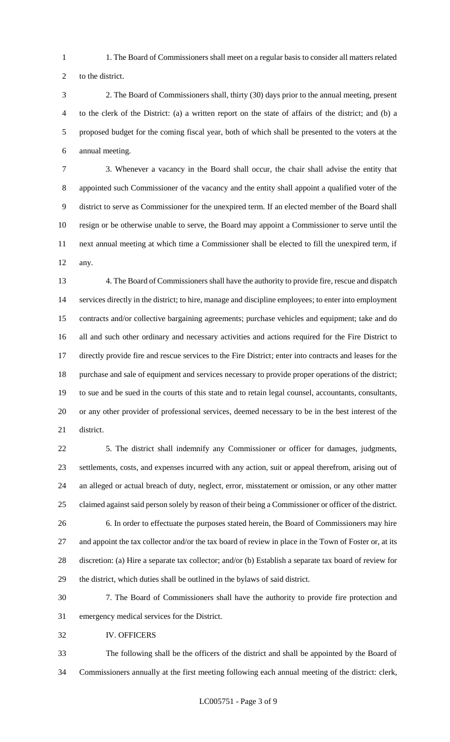1. The Board of Commissioners shall meet on a regular basis to consider all matters related to the district.

2. The Board of Commissioners shall, thirty (30) days prior to the annual meeting, present to the clerk of the District: (a) a written report on the state of affairs of the district; and (b) a proposed budget for the coming fiscal year, both of which shall be presented to the voters at the annual meeting.

3. Whenever a vacancy in the Board shall occur, the chair shall advise the entity that appointed such Commissioner of the vacancy and the entity shall appoint a qualified voter of the district to serve as Commissioner for the unexpired term. If an elected member of the Board shall resign or be otherwise unable to serve, the Board may appoint a Commissioner to serve until the next annual meeting at which time a Commissioner shall be elected to fill the unexpired term, if any.

4. The Board of Commissioners shall have the authority to provide fire, rescue and dispatch services directly in the district; to hire, manage and discipline employees; to enter into employment contracts and/or collective bargaining agreements; purchase vehicles and equipment; take and do all and such other ordinary and necessary activities and actions required for the Fire District to directly provide fire and rescue services to the Fire District; enter into contracts and leases for the purchase and sale of equipment and services necessary to provide proper operations of the district; to sue and be sued in the courts of this state and to retain legal counsel, accountants, consultants, or any other provider of professional services, deemed necessary to be in the best interest of the district.

5. The district shall indemnify any Commissioner or officer for damages, judgments, settlements, costs, and expenses incurred with any action, suit or appeal therefrom, arising out of an alleged or actual breach of duty, neglect, error, misstatement or omission, or any other matter claimed against said person solely by reason of their being a Commissioner or officer of the district.

6. In order to effectuate the purposes stated herein, the Board of Commissioners may hire and appoint the tax collector and/or the tax board of review in place in the Town of Foster or, at its discretion: (a) Hire a separate tax collector; and/or (b) Establish a separate tax board of review for the district, which duties shall be outlined in the bylaws of said district.

7. The Board of Commissioners shall have the authority to provide fire protection and emergency medical services for the District.

IV. OFFICERS

The following shall be the officers of the district and shall be appointed by the Board of Commissioners annually at the first meeting following each annual meeting of the district: clerk,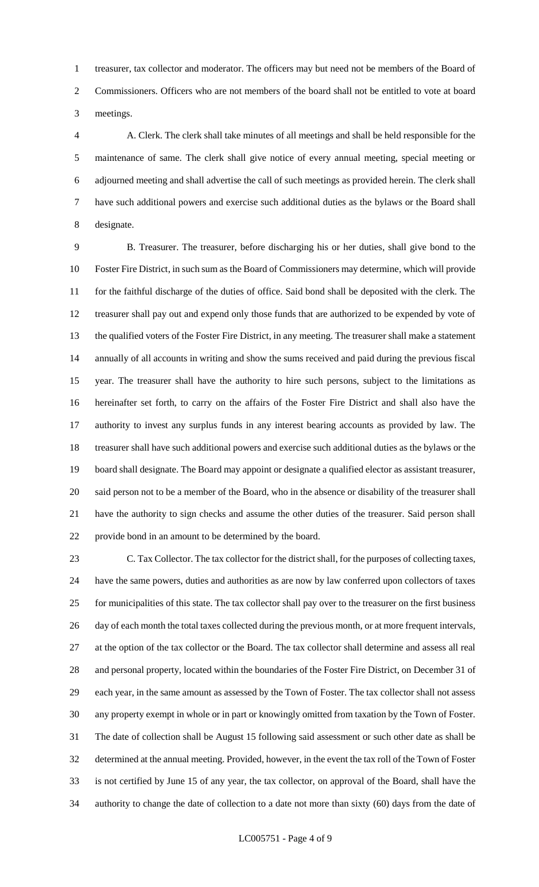treasurer, tax collector and moderator. The officers may but need not be members of the Board of Commissioners. Officers who are not members of the board shall not be entitled to vote at board meetings.

A. Clerk. The clerk shall take minutes of all meetings and shall be held responsible for the maintenance of same. The clerk shall give notice of every annual meeting, special meeting or adjourned meeting and shall advertise the call of such meetings as provided herein. The clerk shall have such additional powers and exercise such additional duties as the bylaws or the Board shall designate.

B. Treasurer. The treasurer, before discharging his or her duties, shall give bond to the Foster Fire District, in such sum as the Board of Commissioners may determine, which will provide for the faithful discharge of the duties of office. Said bond shall be deposited with the clerk. The treasurer shall pay out and expend only those funds that are authorized to be expended by vote of the qualified voters of the Foster Fire District, in any meeting. The treasurer shall make a statement annually of all accounts in writing and show the sums received and paid during the previous fiscal year. The treasurer shall have the authority to hire such persons, subject to the limitations as hereinafter set forth, to carry on the affairs of the Foster Fire District and shall also have the authority to invest any surplus funds in any interest bearing accounts as provided by law. The treasurer shall have such additional powers and exercise such additional duties as the bylaws or the board shall designate. The Board may appoint or designate a qualified elector as assistant treasurer, said person not to be a member of the Board, who in the absence or disability of the treasurer shall have the authority to sign checks and assume the other duties of the treasurer. Said person shall provide bond in an amount to be determined by the board.

C. Tax Collector. The tax collector for the district shall, for the purposes of collecting taxes, have the same powers, duties and authorities as are now by law conferred upon collectors of taxes for municipalities of this state. The tax collector shall pay over to the treasurer on the first business day of each month the total taxes collected during the previous month, or at more frequent intervals, at the option of the tax collector or the Board. The tax collector shall determine and assess all real and personal property, located within the boundaries of the Foster Fire District, on December 31 of each year, in the same amount as assessed by the Town of Foster. The tax collector shall not assess any property exempt in whole or in part or knowingly omitted from taxation by the Town of Foster. The date of collection shall be August 15 following said assessment or such other date as shall be determined at the annual meeting. Provided, however, in the event the tax roll of the Town of Foster is not certified by June 15 of any year, the tax collector, on approval of the Board, shall have the authority to change the date of collection to a date not more than sixty (60) days from the date of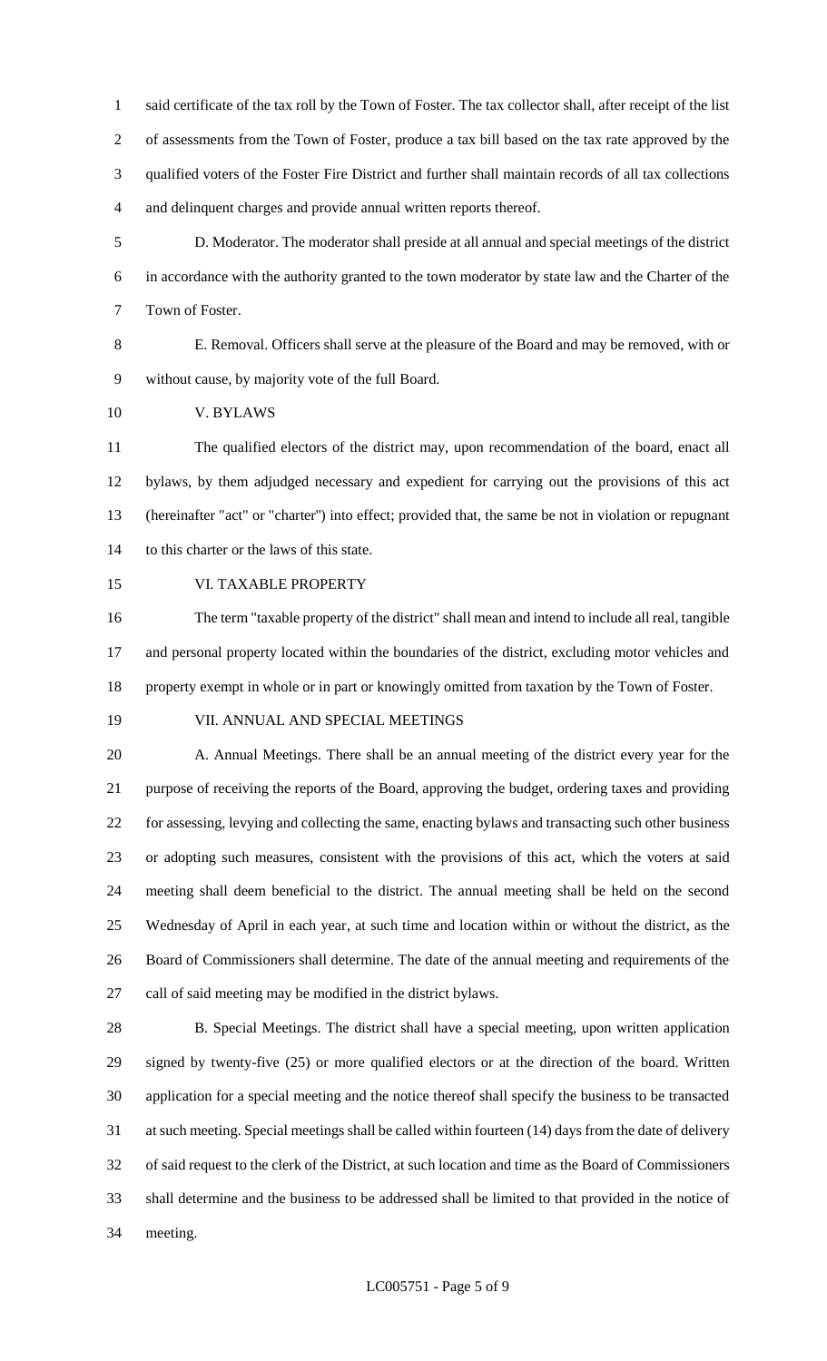said certificate of the tax roll by the Town of Foster. The tax collector shall, after receipt of the list of assessments from the Town of Foster, produce a tax bill based on the tax rate approved by the qualified voters of the Foster Fire District and further shall maintain records of all tax collections and delinquent charges and provide annual written reports thereof.

D. Moderator. The moderator shall preside at all annual and special meetings of the district in accordance with the authority granted to the town moderator by state law and the Charter of the Town of Foster.

E. Removal. Officers shall serve at the pleasure of the Board and may be removed, with or without cause, by majority vote of the full Board.

V. BYLAWS

The qualified electors of the district may, upon recommendation of the board, enact all bylaws, by them adjudged necessary and expedient for carrying out the provisions of this act (hereinafter "act" or "charter") into effect; provided that, the same be not in violation or repugnant to this charter or the laws of this state.

VI. TAXABLE PROPERTY

The term "taxable property of the district" shall mean and intend to include all real, tangible and personal property located within the boundaries of the district, excluding motor vehicles and property exempt in whole or in part or knowingly omitted from taxation by the Town of Foster.

VII. ANNUAL AND SPECIAL MEETINGS

A. Annual Meetings. There shall be an annual meeting of the district every year for the purpose of receiving the reports of the Board, approving the budget, ordering taxes and providing for assessing, levying and collecting the same, enacting bylaws and transacting such other business or adopting such measures, consistent with the provisions of this act, which the voters at said meeting shall deem beneficial to the district. The annual meeting shall be held on the second Wednesday of April in each year, at such time and location within or without the district, as the Board of Commissioners shall determine. The date of the annual meeting and requirements of the call of said meeting may be modified in the district bylaws.

B. Special Meetings. The district shall have a special meeting, upon written application signed by twenty-five (25) or more qualified electors or at the direction of the board. Written application for a special meeting and the notice thereof shall specify the business to be transacted at such meeting. Special meetings shall be called within fourteen (14) days from the date of delivery of said request to the clerk of the District, at such location and time as the Board of Commissioners shall determine and the business to be addressed shall be limited to that provided in the notice of meeting.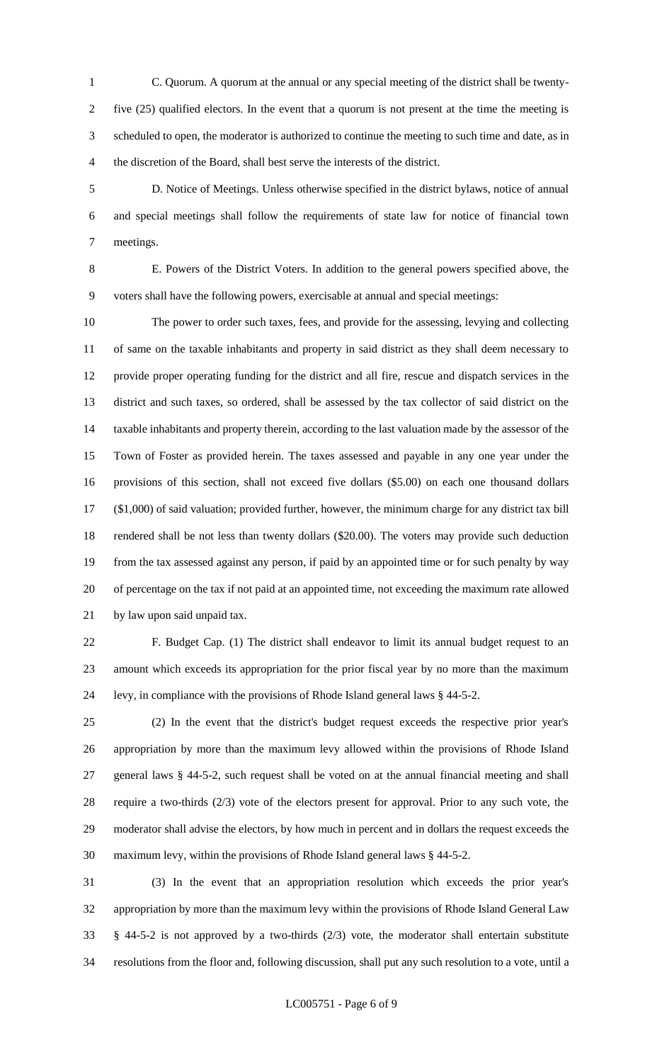C. Quorum. A quorum at the annual or any special meeting of the district shall be twenty-five (25) qualified electors. In the event that a quorum is not present at the time the meeting is scheduled to open, the moderator is authorized to continue the meeting to such time and date, as in the discretion of the Board, shall best serve the interests of the district.

D. Notice of Meetings. Unless otherwise specified in the district bylaws, notice of annual and special meetings shall follow the requirements of state law for notice of financial town meetings.

E. Powers of the District Voters. In addition to the general powers specified above, the voters shall have the following powers, exercisable at annual and special meetings:

The power to order such taxes, fees, and provide for the assessing, levying and collecting of same on the taxable inhabitants and property in said district as they shall deem necessary to provide proper operating funding for the district and all fire, rescue and dispatch services in the district and such taxes, so ordered, shall be assessed by the tax collector of said district on the taxable inhabitants and property therein, according to the last valuation made by the assessor of the Town of Foster as provided herein. The taxes assessed and payable in any one year under the provisions of this section, shall not exceed five dollars ($5.00) on each one thousand dollars ($1,000) of said valuation; provided further, however, the minimum charge for any district tax bill rendered shall be not less than twenty dollars ($20.00). The voters may provide such deduction from the tax assessed against any person, if paid by an appointed time or for such penalty by way of percentage on the tax if not paid at an appointed time, not exceeding the maximum rate allowed by law upon said unpaid tax.

F. Budget Cap. (1) The district shall endeavor to limit its annual budget request to an amount which exceeds its appropriation for the prior fiscal year by no more than the maximum levy, in compliance with the provisions of Rhode Island general laws § 44-5-2.

(2) In the event that the district's budget request exceeds the respective prior year's appropriation by more than the maximum levy allowed within the provisions of Rhode Island general laws § 44-5-2, such request shall be voted on at the annual financial meeting and shall require a two-thirds (2/3) vote of the electors present for approval. Prior to any such vote, the moderator shall advise the electors, by how much in percent and in dollars the request exceeds the maximum levy, within the provisions of Rhode Island general laws § 44-5-2.

(3) In the event that an appropriation resolution which exceeds the prior year's appropriation by more than the maximum levy within the provisions of Rhode Island General Law § 44-5-2 is not approved by a two-thirds (2/3) vote, the moderator shall entertain substitute resolutions from the floor and, following discussion, shall put any such resolution to a vote, until a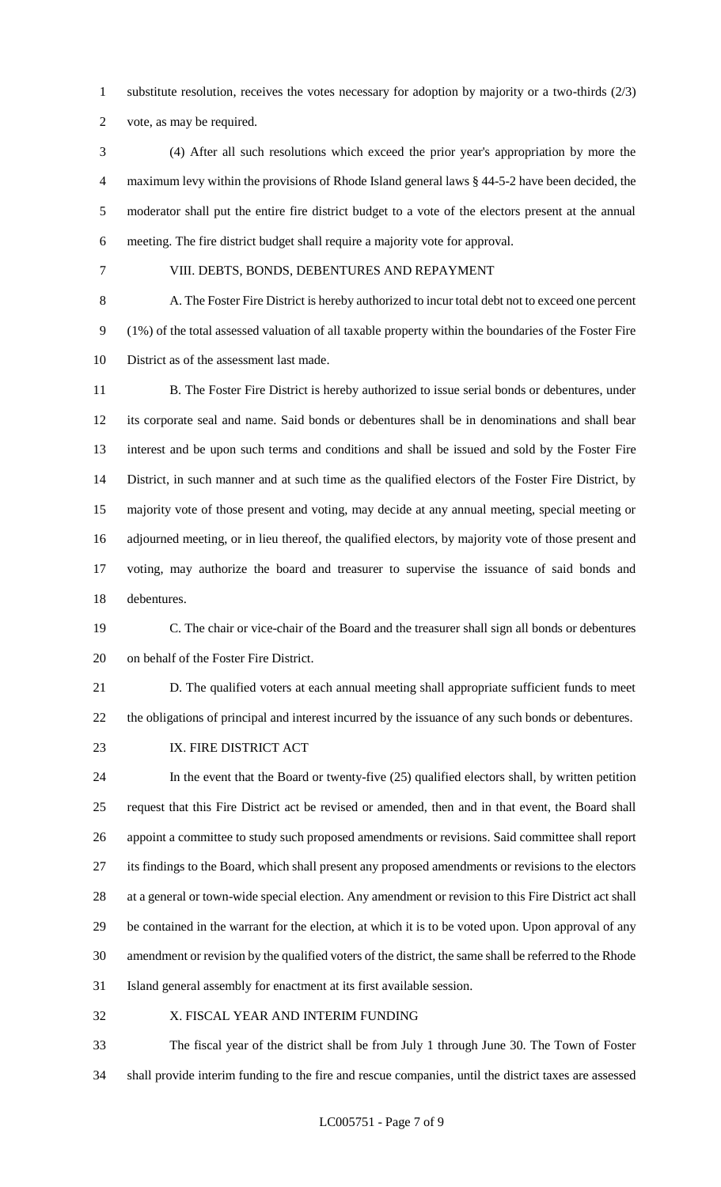substitute resolution, receives the votes necessary for adoption by majority or a two-thirds (2/3) vote, as may be required.

(4) After all such resolutions which exceed the prior year's appropriation by more the maximum levy within the provisions of Rhode Island general laws § 44-5-2 have been decided, the moderator shall put the entire fire district budget to a vote of the electors present at the annual meeting. The fire district budget shall require a majority vote for approval.

VIII. DEBTS, BONDS, DEBENTURES AND REPAYMENT

A. The Foster Fire District is hereby authorized to incur total debt not to exceed one percent (1%) of the total assessed valuation of all taxable property within the boundaries of the Foster Fire District as of the assessment last made.

B. The Foster Fire District is hereby authorized to issue serial bonds or debentures, under its corporate seal and name. Said bonds or debentures shall be in denominations and shall bear interest and be upon such terms and conditions and shall be issued and sold by the Foster Fire District, in such manner and at such time as the qualified electors of the Foster Fire District, by majority vote of those present and voting, may decide at any annual meeting, special meeting or adjourned meeting, or in lieu thereof, the qualified electors, by majority vote of those present and voting, may authorize the board and treasurer to supervise the issuance of said bonds and debentures.

C. The chair or vice-chair of the Board and the treasurer shall sign all bonds or debentures on behalf of the Foster Fire District.

D. The qualified voters at each annual meeting shall appropriate sufficient funds to meet the obligations of principal and interest incurred by the issuance of any such bonds or debentures.

IX. FIRE DISTRICT ACT

In the event that the Board or twenty-five (25) qualified electors shall, by written petition request that this Fire District act be revised or amended, then and in that event, the Board shall appoint a committee to study such proposed amendments or revisions. Said committee shall report its findings to the Board, which shall present any proposed amendments or revisions to the electors at a general or town-wide special election. Any amendment or revision to this Fire District act shall be contained in the warrant for the election, at which it is to be voted upon. Upon approval of any amendment or revision by the qualified voters of the district, the same shall be referred to the Rhode Island general assembly for enactment at its first available session.

X. FISCAL YEAR AND INTERIM FUNDING

The fiscal year of the district shall be from July 1 through June 30. The Town of Foster shall provide interim funding to the fire and rescue companies, until the district taxes are assessed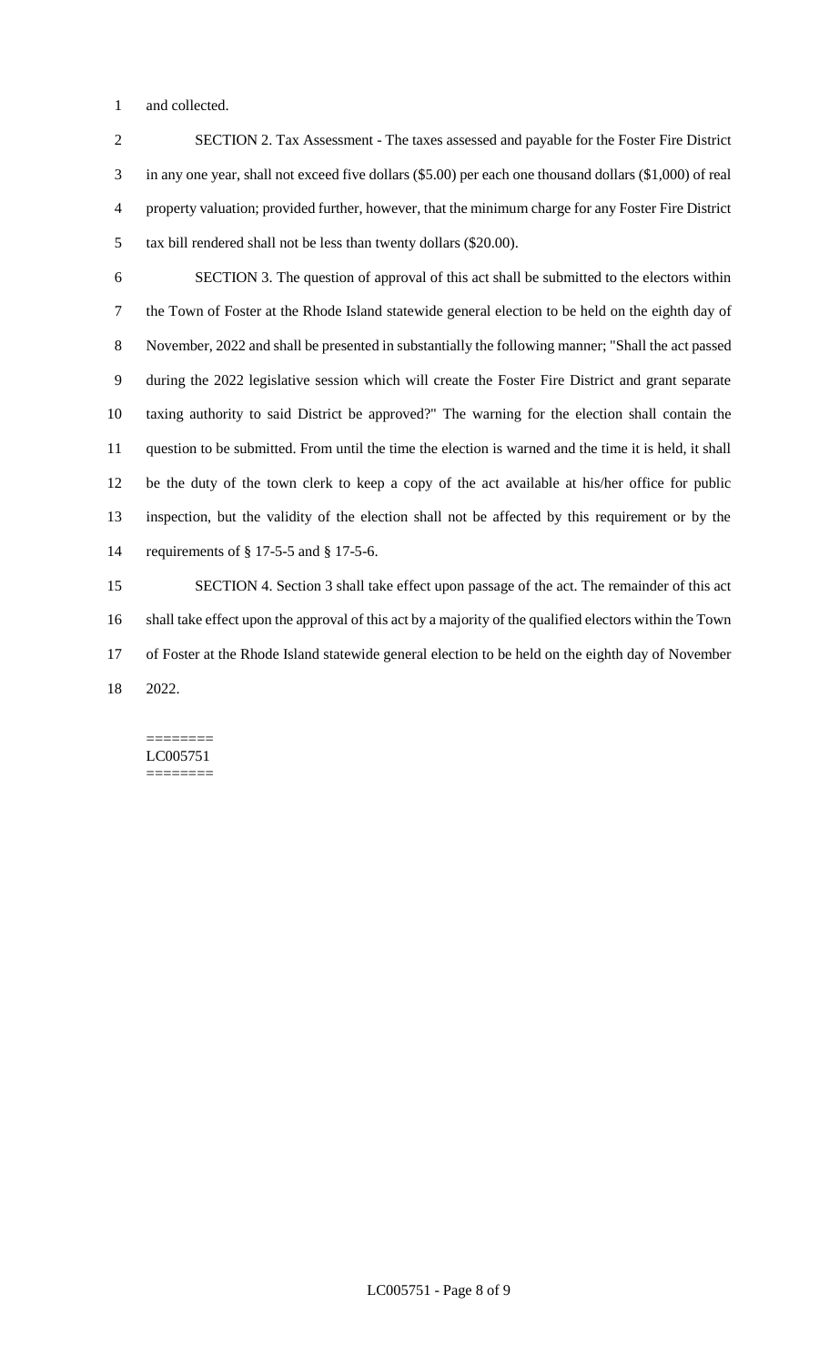and collected.

SECTION 2. Tax Assessment - The taxes assessed and payable for the Foster Fire District in any one year, shall not exceed five dollars ($5.00) per each one thousand dollars ($1,000) of real property valuation; provided further, however, that the minimum charge for any Foster Fire District tax bill rendered shall not be less than twenty dollars ($20.00).

SECTION 3. The question of approval of this act shall be submitted to the electors within the Town of Foster at the Rhode Island statewide general election to be held on the eighth day of November, 2022 and shall be presented in substantially the following manner; "Shall the act passed during the 2022 legislative session which will create the Foster Fire District and grant separate taxing authority to said District be approved?" The warning for the election shall contain the question to be submitted. From until the time the election is warned and the time it is held, it shall be the duty of the town clerk to keep a copy of the act available at his/her office for public inspection, but the validity of the election shall not be affected by this requirement or by the requirements of § 17-5-5 and § 17-5-6.

SECTION 4. Section 3 shall take effect upon passage of the act. The remainder of this act shall take effect upon the approval of this act by a majority of the qualified electors within the Town of Foster at the Rhode Island statewide general election to be held on the eighth day of November 2022.

========
LC005751
========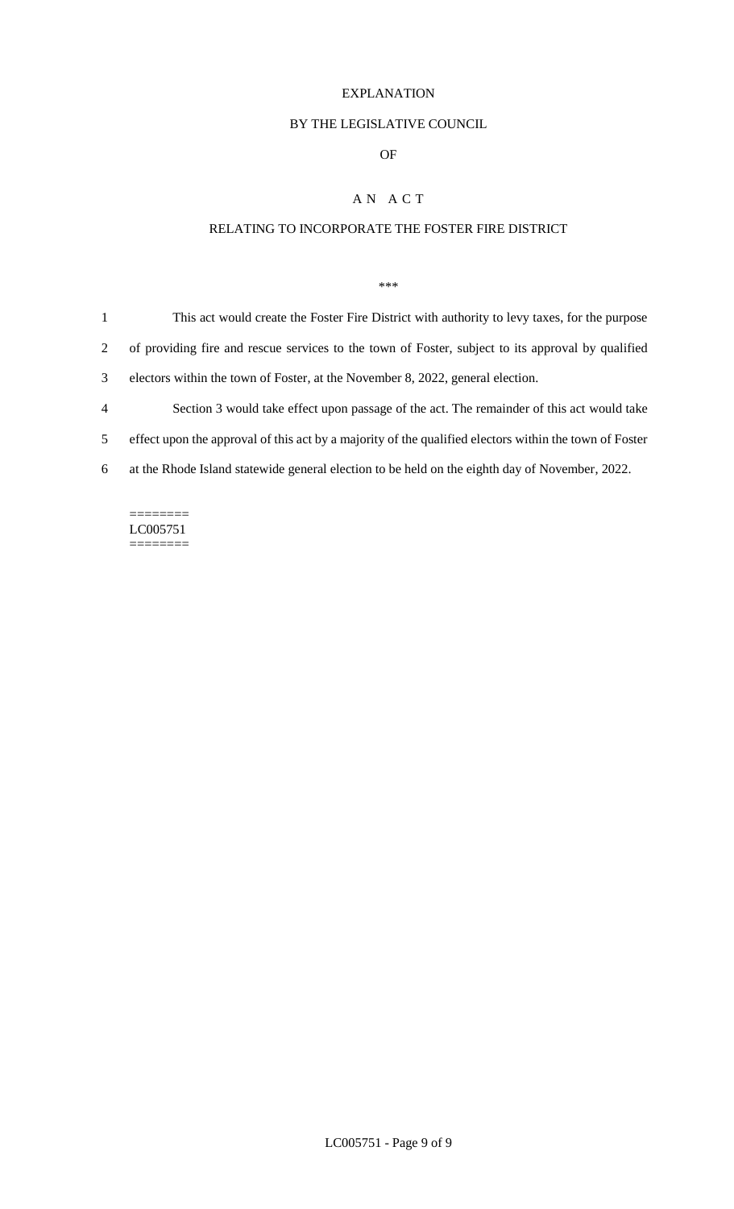EXPLANATION

BY THE LEGISLATIVE COUNCIL

OF

A N A C T

RELATING TO INCORPORATE THE FOSTER FIRE DISTRICT

\*\*\*

This act would create the Foster Fire District with authority to levy taxes, for the purpose of providing fire and rescue services to the town of Foster, subject to its approval by qualified electors within the town of Foster, at the November 8, 2022, general election.

Section 3 would take effect upon passage of the act. The remainder of this act would take effect upon the approval of this act by a majority of the qualified electors within the town of Foster at the Rhode Island statewide general election to be held on the eighth day of November, 2022.

========
LC005751
========